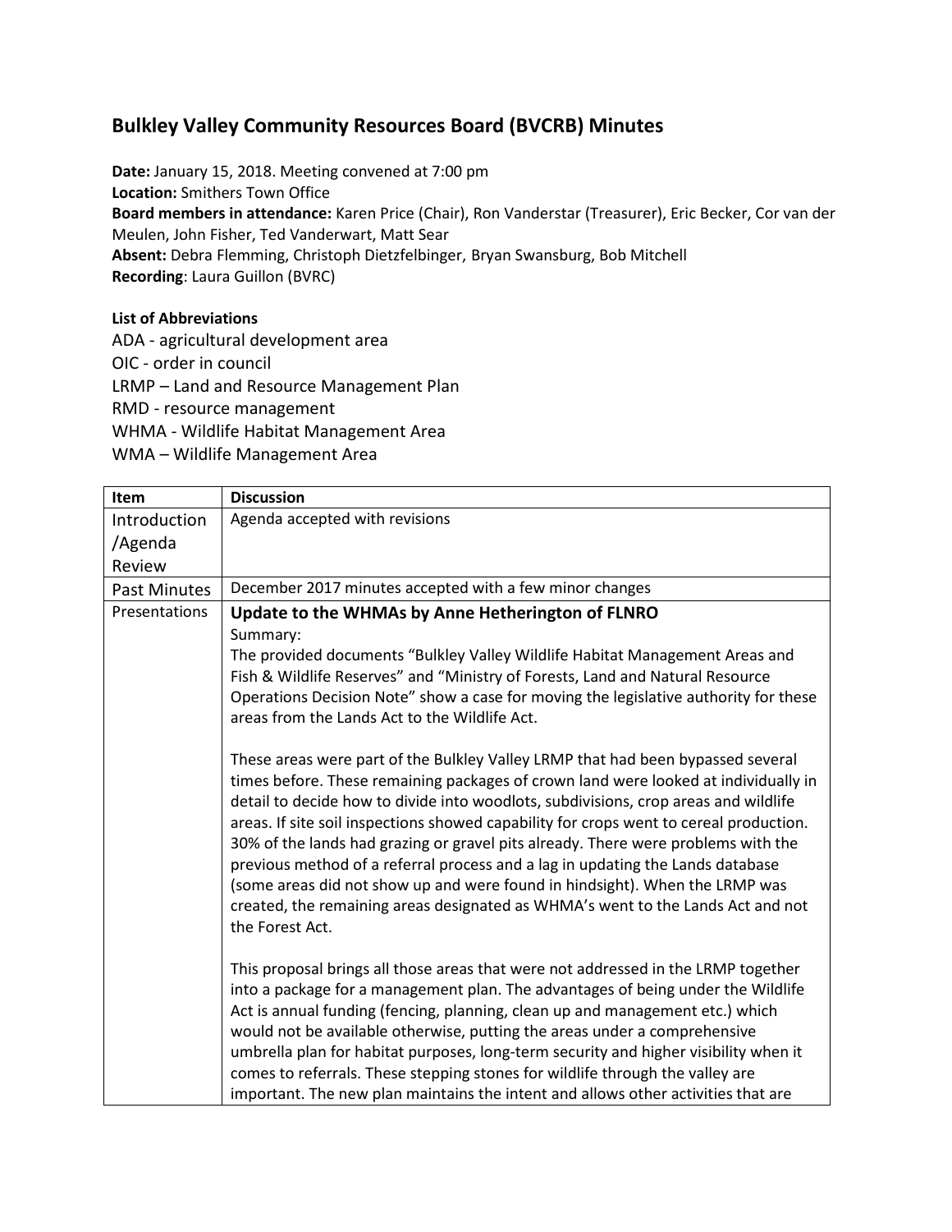## Bulkley Valley Community Resources Board (BVCRB) Minutes

**Date:** January 15, 2018. Meeting convened at 7:00 pm
**Location:** Smithers Town Office
**Board members in attendance:** Karen Price (Chair), Ron Vanderstar (Treasurer), Eric Becker, Cor van der Meulen, John Fisher, Ted Vanderwart, Matt Sear
**Absent:** Debra Flemming, Christoph Dietzfelbinger, Bryan Swansburg, Bob Mitchell
**Recording**: Laura Guillon (BVRC)

**List of Abbreviations**

ADA - agricultural development area
OIC - order in council
LRMP – Land and Resource Management Plan
RMD - resource management
WHMA - Wildlife Habitat Management Area
WMA – Wildlife Management Area

| Item | Discussion |
|---|---|
| Introduction /Agenda Review | Agenda accepted with revisions |
| Past Minutes | December 2017 minutes accepted with a few minor changes |
| Presentations | **Update to the WHMAs by Anne Hetherington of FLNRO**<br>Summary:<br>The provided documents "Bulkley Valley Wildlife Habitat Management Areas and Fish & Wildlife Reserves" and "Ministry of Forests, Land and Natural Resource Operations Decision Note" show a case for moving the legislative authority for these areas from the Lands Act to the Wildlife Act.<br><br>These areas were part of the Bulkley Valley LRMP that had been bypassed several times before. These remaining packages of crown land were looked at individually in detail to decide how to divide into woodlots, subdivisions, crop areas and wildlife areas. If site soil inspections showed capability for crops went to cereal production. 30% of the lands had grazing or gravel pits already. There were problems with the previous method of a referral process and a lag in updating the Lands database (some areas did not show up and were found in hindsight). When the LRMP was created, the remaining areas designated as WHMA's went to the Lands Act and not the Forest Act.<br><br>This proposal brings all those areas that were not addressed in the LRMP together into a package for a management plan. The advantages of being under the Wildlife Act is annual funding (fencing, planning, clean up and management etc.) which would not be available otherwise, putting the areas under a comprehensive umbrella plan for habitat purposes, long-term security and higher visibility when it comes to referrals. These stepping stones for wildlife through the valley are important. The new plan maintains the intent and allows other activities that are |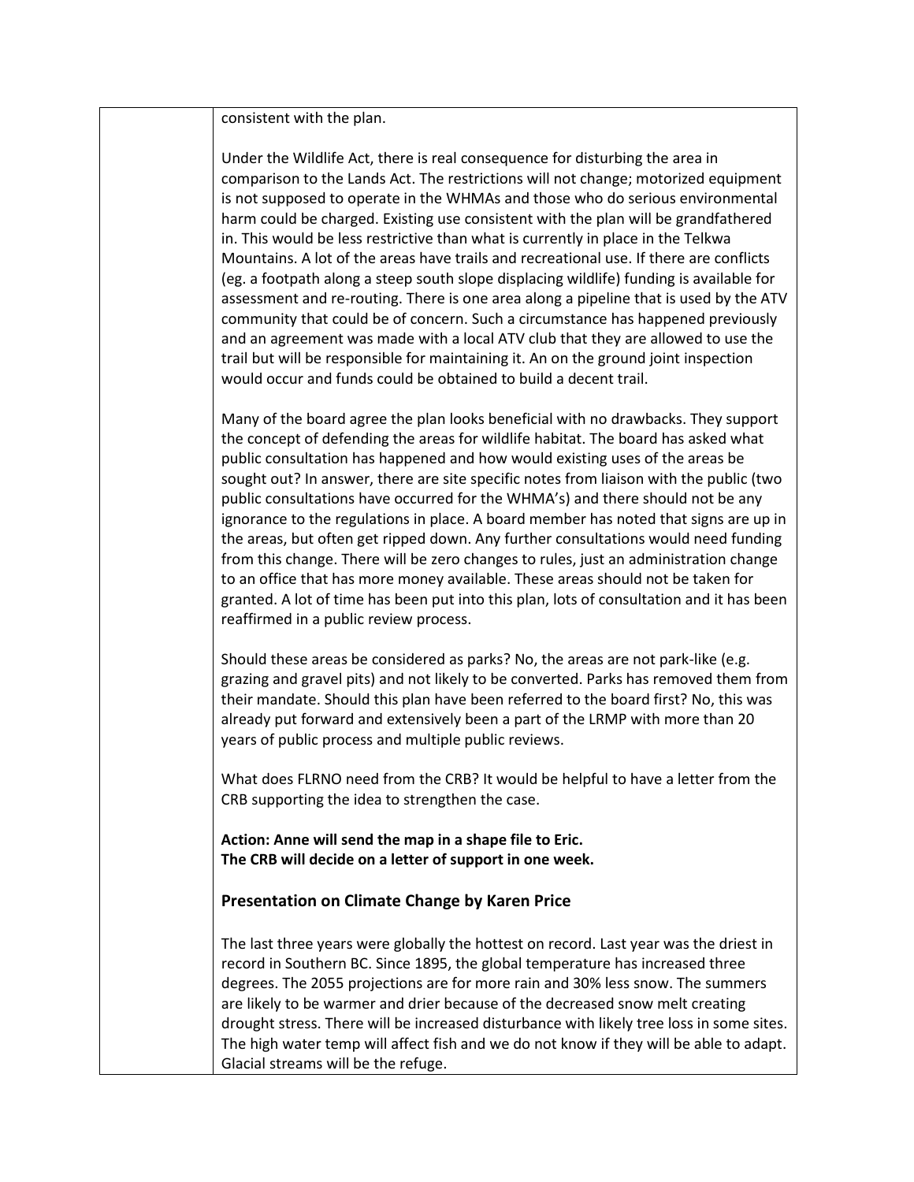consistent with the plan.

Under the Wildlife Act, there is real consequence for disturbing the area in comparison to the Lands Act. The restrictions will not change; motorized equipment is not supposed to operate in the WHMAs and those who do serious environmental harm could be charged. Existing use consistent with the plan will be grandfathered in. This would be less restrictive than what is currently in place in the Telkwa Mountains. A lot of the areas have trails and recreational use. If there are conflicts (eg. a footpath along a steep south slope displacing wildlife) funding is available for assessment and re-routing. There is one area along a pipeline that is used by the ATV community that could be of concern. Such a circumstance has happened previously and an agreement was made with a local ATV club that they are allowed to use the trail but will be responsible for maintaining it. An on the ground joint inspection would occur and funds could be obtained to build a decent trail.

Many of the board agree the plan looks beneficial with no drawbacks. They support the concept of defending the areas for wildlife habitat. The board has asked what public consultation has happened and how would existing uses of the areas be sought out? In answer, there are site specific notes from liaison with the public (two public consultations have occurred for the WHMA's) and there should not be any ignorance to the regulations in place. A board member has noted that signs are up in the areas, but often get ripped down. Any further consultations would need funding from this change. There will be zero changes to rules, just an administration change to an office that has more money available. These areas should not be taken for granted. A lot of time has been put into this plan, lots of consultation and it has been reaffirmed in a public review process.

Should these areas be considered as parks? No, the areas are not park-like (e.g. grazing and gravel pits) and not likely to be converted. Parks has removed them from their mandate. Should this plan have been referred to the board first? No, this was already put forward and extensively been a part of the LRMP with more than 20 years of public process and multiple public reviews.

What does FLRNO need from the CRB? It would be helpful to have a letter from the CRB supporting the idea to strengthen the case.

**Action: Anne will send the map in a shape file to Eric.**
**The CRB will decide on a letter of support in one week.**

### Presentation on Climate Change by Karen Price

The last three years were globally the hottest on record. Last year was the driest in record in Southern BC. Since 1895, the global temperature has increased three degrees. The 2055 projections are for more rain and 30% less snow. The summers are likely to be warmer and drier because of the decreased snow melt creating drought stress. There will be increased disturbance with likely tree loss in some sites. The high water temp will affect fish and we do not know if they will be able to adapt. Glacial streams will be the refuge.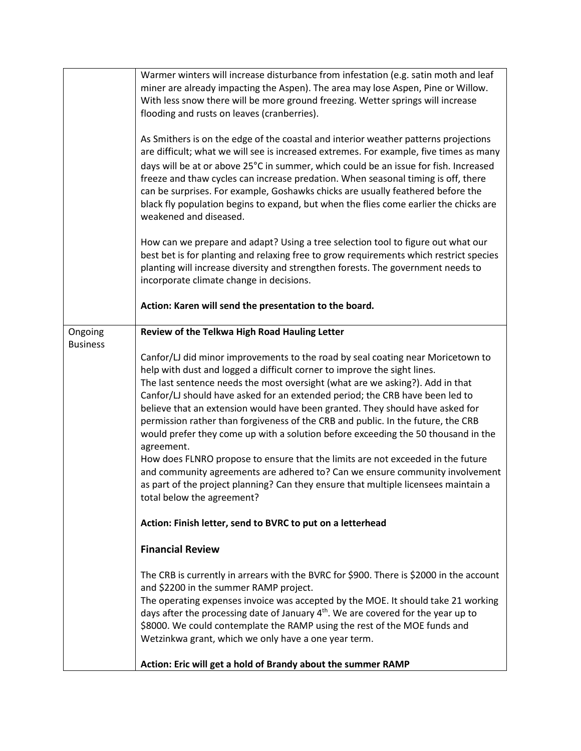| | |
|---|---|
| | Warmer winters will increase disturbance from infestation (e.g. satin moth and leaf miner are already impacting the Aspen). The area may lose Aspen, Pine or Willow. With less snow there will be more ground freezing. Wetter springs will increase flooding and rusts on leaves (cranberries).<br><br>As Smithers is on the edge of the coastal and interior weather patterns projections are difficult; what we will see is increased extremes. For example, five times as many days will be at or above 25°C in summer, which could be an issue for fish. Increased freeze and thaw cycles can increase predation. When seasonal timing is off, there can be surprises. For example, Goshawks chicks are usually feathered before the black fly population begins to expand, but when the flies come earlier the chicks are weakened and diseased.<br><br>How can we prepare and adapt? Using a tree selection tool to figure out what our best bet is for planting and relaxing free to grow requirements which restrict species planting will increase diversity and strengthen forests. The government needs to incorporate climate change in decisions.<br><br>**Action: Karen will send the presentation to the board.** |
| Ongoing Business | **Review of the Telkwa High Road Hauling Letter**<br><br>Canfor/LJ did minor improvements to the road by seal coating near Moricetown to help with dust and logged a difficult corner to improve the sight lines.<br>The last sentence needs the most oversight (what are we asking?). Add in that Canfor/LJ should have asked for an extended period; the CRB have been led to believe that an extension would have been granted. They should have asked for permission rather than forgiveness of the CRB and public. In the future, the CRB would prefer they come up with a solution before exceeding the 50 thousand in the agreement.<br>How does FLNRO propose to ensure that the limits are not exceeded in the future and community agreements are adhered to? Can we ensure community involvement as part of the project planning? Can they ensure that multiple licensees maintain a total below the agreement?<br><br>**Action: Finish letter, send to BVRC to put on a letterhead**<br><br>**Financial Review**<br><br>The CRB is currently in arrears with the BVRC for $900. There is $2000 in the account and $2200 in the summer RAMP project.<br>The operating expenses invoice was accepted by the MOE. It should take 21 working days after the processing date of January 4th. We are covered for the year up to $8000. We could contemplate the RAMP using the rest of the MOE funds and Wetzinkwa grant, which we only have a one year term.<br><br>**Action: Eric will get a hold of Brandy about the summer RAMP** |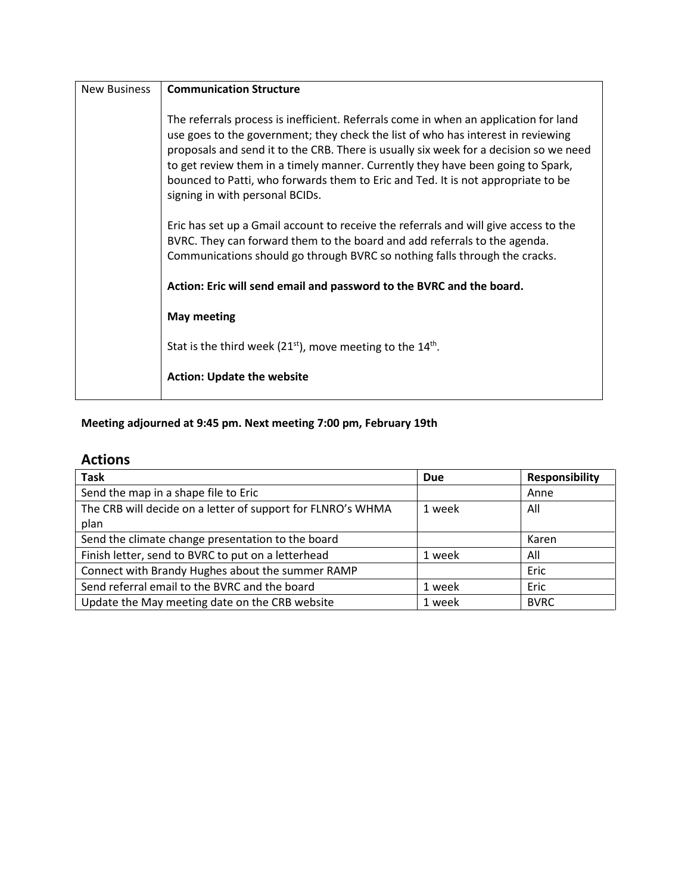| | |
|---|---|
| New Business | **Communication Structure**<br><br>The referrals process is inefficient. Referrals come in when an application for land use goes to the government; they check the list of who has interest in reviewing proposals and send it to the CRB. There is usually six week for a decision so we need to get review them in a timely manner. Currently they have been going to Spark, bounced to Patti, who forwards them to Eric and Ted. It is not appropriate to be signing in with personal BCIDs.<br><br>Eric has set up a Gmail account to receive the referrals and will give access to the BVRC. They can forward them to the board and add referrals to the agenda. Communications should go through BVRC so nothing falls through the cracks.<br><br>**Action: Eric will send email and password to the BVRC and the board.**<br><br>**May meeting**<br><br>Stat is the third week (21st), move meeting to the 14th.<br><br>**Action: Update the website** |

**Meeting adjourned at 9:45 pm. Next meeting 7:00 pm, February 19th**

## Actions

| Task | Due | Responsibility |
|---|---|---|
| Send the map in a shape file to Eric | | Anne |
| The CRB will decide on a letter of support for FLNRO's WHMA plan | 1 week | All |
| Send the climate change presentation to the board | | Karen |
| Finish letter, send to BVRC to put on a letterhead | 1 week | All |
| Connect with Brandy Hughes about the summer RAMP | | Eric |
| Send referral email to the BVRC and the board | 1 week | Eric |
| Update the May meeting date on the CRB website | 1 week | BVRC |